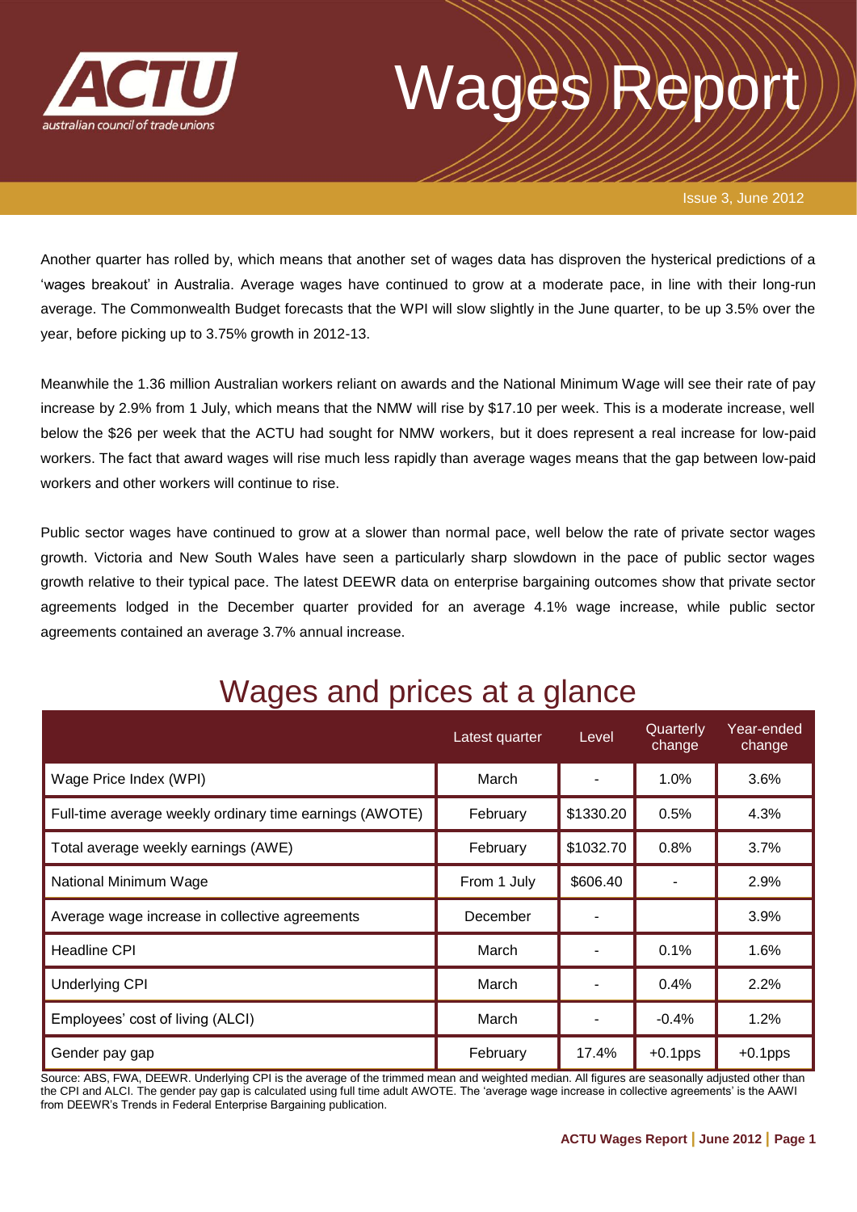# Wages Report

Issue 3, June 2012

Another quarter has rolled by, which means that another set of wages data has disproven the hysterical predictions of a 'wages breakout' in Australia. Average wages have continued to grow at a moderate pace, in line with their long-run average. The Commonwealth Budget forecasts that the WPI will slow slightly in the June quarter, to be up 3.5% over the year, before picking up to 3.75% growth in 2012-13.

Meanwhile the 1.36 million Australian workers reliant on awards and the National Minimum Wage will see their rate of pay increase by 2.9% from 1 July, which means that the NMW will rise by $17.10 per week. This is a moderate increase, well below the $26 per week that the ACTU had sought for NMW workers, but it does represent a real increase for low-paid workers. The fact that award wages will rise much less rapidly than average wages means that the gap between low-paid workers and other workers will continue to rise.

Public sector wages have continued to grow at a slower than normal pace, well below the rate of private sector wages growth. Victoria and New South Wales have seen a particularly sharp slowdown in the pace of public sector wages growth relative to their typical pace. The latest DEEWR data on enterprise bargaining outcomes show that private sector agreements lodged in the December quarter provided for an average 4.1% wage increase, while public sector agreements contained an average 3.7% annual increase.

## Wages and prices at a glance

| | Latest quarter | Level | Quarterly change | Year-ended change |
|---|---|---|---|---|
| Wage Price Index (WPI) | March | - | 1.0% | 3.6% |
| Full-time average weekly ordinary time earnings (AWOTE) | February | $1330.20 | 0.5% | 4.3% |
| Total average weekly earnings (AWE) | February | $1032.70 | 0.8% | 3.7% |
| National Minimum Wage | From 1 July | $606.40 | - | 2.9% |
| Average wage increase in collective agreements | December | - | | 3.9% |
| Headline CPI | March | - | 0.1% | 1.6% |
| Underlying CPI | March | - | 0.4% | 2.2% |
| Employees' cost of living (ALCI) | March | - | -0.4% | 1.2% |
| Gender pay gap | February | 17.4% | +0.1pps | +0.1pps |

Source: ABS, FWA, DEEWR. Underlying CPI is the average of the trimmed mean and weighted median. All figures are seasonally adjusted other than the CPI and ALCI. The gender pay gap is calculated using full time adult AWOTE. The 'average wage increase in collective agreements' is the AAWI from DEEWR's Trends in Federal Enterprise Bargaining publication.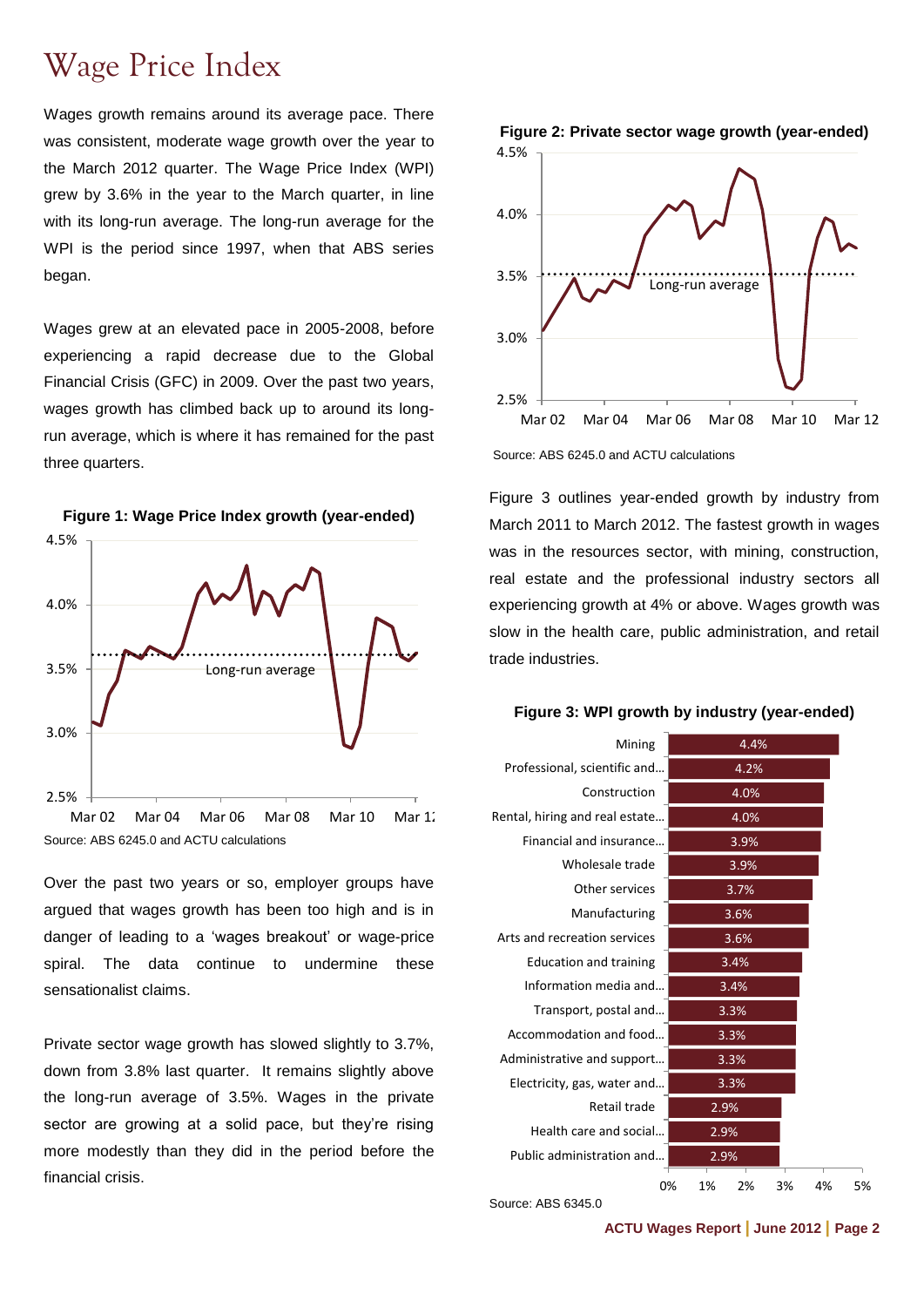# Wage Price Index

Wages growth remains around its average pace. There was consistent, moderate wage growth over the year to the March 2012 quarter. The Wage Price Index (WPI) grew by 3.6% in the year to the March quarter, in line with its long-run average. The long-run average for the WPI is the period since 1997, when that ABS series began.

Wages grew at an elevated pace in 2005-2008, before experiencing a rapid decrease due to the Global Financial Crisis (GFC) in 2009. Over the past two years, wages growth has climbed back up to around its long-run average, which is where it has remained for the past three quarters.

**Figure 1: Wage Price Index growth (year-ended)**

Source: ABS 6245.0 and ACTU calculations

Over the past two years or so, employer groups have argued that wages growth has been too high and is in danger of leading to a 'wages breakout' or wage-price spiral. The data continue to undermine these sensationalist claims.

Private sector wage growth has slowed slightly to 3.7%, down from 3.8% last quarter. It remains slightly above the long-run average of 3.5%. Wages in the private sector are growing at a solid pace, but they're rising more modestly than they did in the period before the financial crisis.

**Figure 2: Private sector wage growth (year-ended)**

Source: ABS 6245.0 and ACTU calculations

Figure 3 outlines year-ended growth by industry from March 2011 to March 2012. The fastest growth in wages was in the resources sector, with mining, construction, real estate and the professional industry sectors all experiencing growth at 4% or above. Wages growth was slow in the health care, public administration, and retail trade industries.

**Figure 3: WPI growth by industry (year-ended)**

| Industry | WPI growth |
|---|---|
| Mining | 4.4% |
| Professional, scientific and... | 4.2% |
| Construction | 4.0% |
| Rental, hiring and real estate... | 4.0% |
| Financial and insurance... | 3.9% |
| Wholesale trade | 3.9% |
| Other services | 3.7% |
| Manufacturing | 3.6% |
| Arts and recreation services | 3.6% |
| Education and training | 3.4% |
| Information media and... | 3.4% |
| Transport, postal and... | 3.3% |
| Accommodation and food... | 3.3% |
| Administrative and support... | 3.3% |
| Electricity, gas, water and... | 3.3% |
| Retail trade | 2.9% |
| Health care and social... | 2.9% |
| Public administration and... | 2.9% |

Source: ABS 6345.0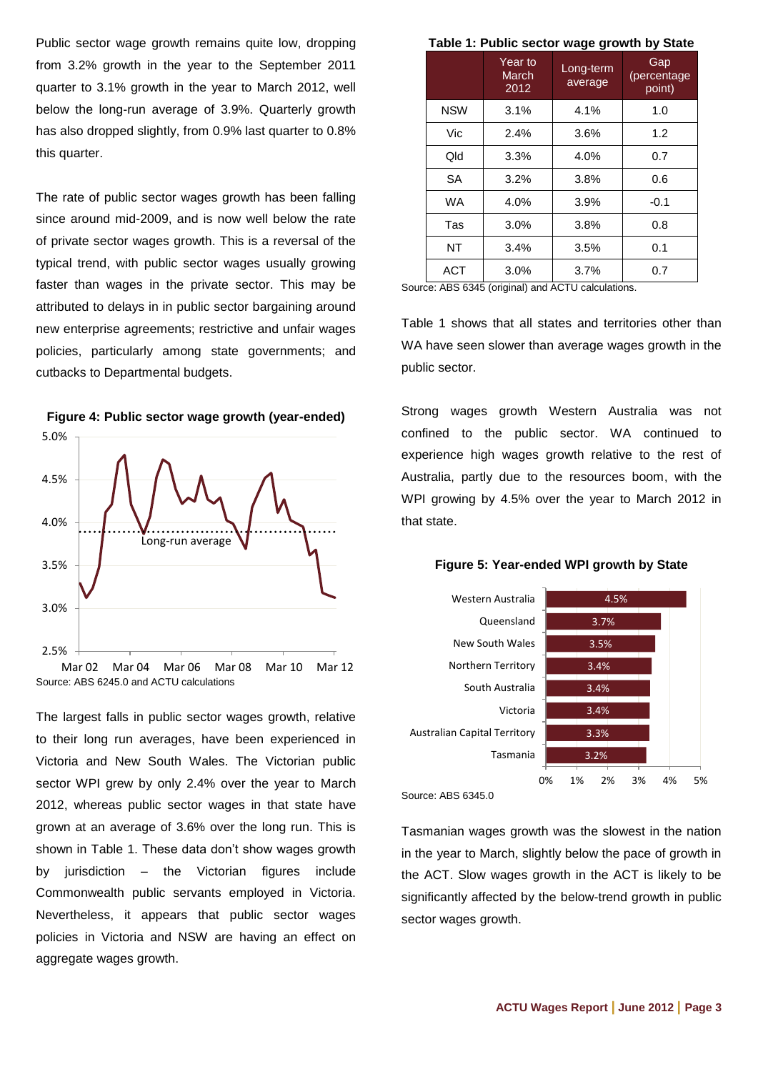Public sector wage growth remains quite low, dropping from 3.2% growth in the year to the September 2011 quarter to 3.1% growth in the year to March 2012, well below the long-run average of 3.9%. Quarterly growth has also dropped slightly, from 0.9% last quarter to 0.8% this quarter.

The rate of public sector wages growth has been falling since around mid-2009, and is now well below the rate of private sector wages growth. This is a reversal of the typical trend, with public sector wages usually growing faster than wages in the private sector. This may be attributed to delays in in public sector bargaining around new enterprise agreements; restrictive and unfair wages policies, particularly among state governments; and cutbacks to Departmental budgets.

**Figure 4: Public sector wage growth (year-ended)**

Source: ABS 6245.0 and ACTU calculations

The largest falls in public sector wages growth, relative to their long run averages, have been experienced in Victoria and New South Wales. The Victorian public sector WPI grew by only 2.4% over the year to March 2012, whereas public sector wages in that state have grown at an average of 3.6% over the long run. This is shown in Table 1. These data don't show wages growth by jurisdiction – the Victorian figures include Commonwealth public servants employed in Victoria. Nevertheless, it appears that public sector wages policies in Victoria and NSW are having an effect on aggregate wages growth.

**Table 1: Public sector wage growth by State**

| | Year to March 2012 | Long-term average | Gap (percentage point) |
|---|---|---|---|
| NSW | 3.1% | 4.1% | 1.0 |
| Vic | 2.4% | 3.6% | 1.2 |
| Qld | 3.3% | 4.0% | 0.7 |
| SA | 3.2% | 3.8% | 0.6 |
| WA | 4.0% | 3.9% | -0.1 |
| Tas | 3.0% | 3.8% | 0.8 |
| NT | 3.4% | 3.5% | 0.1 |
| ACT | 3.0% | 3.7% | 0.7 |

Source: ABS 6345 (original) and ACTU calculations.

Table 1 shows that all states and territories other than WA have seen slower than average wages growth in the public sector.

Strong wages growth Western Australia was not confined to the public sector. WA continued to experience high wages growth relative to the rest of Australia, partly due to the resources boom, with the WPI growing by 4.5% over the year to March 2012 in that state.

**Figure 5: Year-ended WPI growth by State**

| State | WPI growth |
|---|---|
| Western Australia | 4.5% |
| Queensland | 3.7% |
| New South Wales | 3.5% |
| Northern Territory | 3.4% |
| South Australia | 3.4% |
| Victoria | 3.4% |
| Australian Capital Territory | 3.3% |
| Tasmania | 3.2% |

Source: ABS 6345.0

Tasmanian wages growth was the slowest in the nation in the year to March, slightly below the pace of growth in the ACT. Slow wages growth in the ACT is likely to be significantly affected by the below-trend growth in public sector wages growth.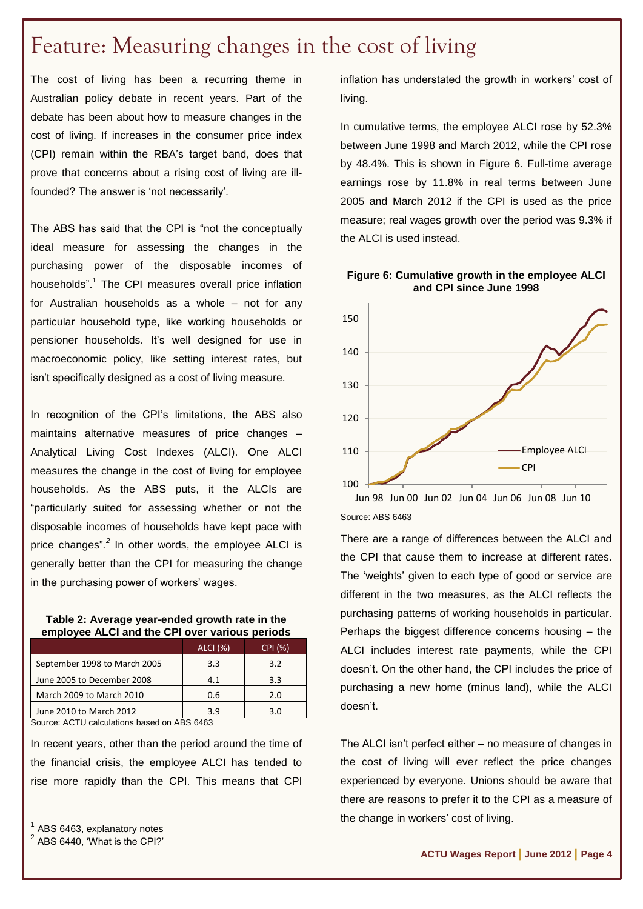# Feature: Measuring changes in the cost of living

The cost of living has been a recurring theme in Australian policy debate in recent years. Part of the debate has been about how to measure changes in the cost of living. If increases in the consumer price index (CPI) remain within the RBA's target band, does that prove that concerns about a rising cost of living are ill-founded? The answer is 'not necessarily'.

The ABS has said that the CPI is "not the conceptually ideal measure for assessing the changes in the purchasing power of the disposable incomes of households".[1] The CPI measures overall price inflation for Australian households as a whole – not for any particular household type, like working households or pensioner households. It's well designed for use in macroeconomic policy, like setting interest rates, but isn't specifically designed as a cost of living measure.

In recognition of the CPI's limitations, the ABS also maintains alternative measures of price changes – Analytical Living Cost Indexes (ALCI). One ALCI measures the change in the cost of living for employee households. As the ABS puts, it the ALCIs are "particularly suited for assessing whether or not the disposable incomes of households have kept pace with price changes".[2] In other words, the employee ALCI is generally better than the CPI for measuring the change in the purchasing power of workers' wages.

**Table 2: Average year-ended growth rate in the employee ALCI and the CPI over various periods**

| | ALCI (%) | CPI (%) |
|---|---|---|
| September 1998 to March 2005 | 3.3 | 3.2 |
| June 2005 to December 2008 | 4.1 | 3.3 |
| March 2009 to March 2010 | 0.6 | 2.0 |
| June 2010 to March 2012 | 3.9 | 3.0 |

Source: ACTU calculations based on ABS 6463

In recent years, other than the period around the time of the financial crisis, the employee ALCI has tended to rise more rapidly than the CPI. This means that CPI inflation has understated the growth in workers' cost of living.

In cumulative terms, the employee ALCI rose by 52.3% between June 1998 and March 2012, while the CPI rose by 48.4%. This is shown in Figure 6. Full-time average earnings rose by 11.8% in real terms between June 2005 and March 2012 if the CPI is used as the price measure; real wages growth over the period was 9.3% if the ALCI is used instead.

**Figure 6: Cumulative growth in the employee ALCI and CPI since June 1998**

Source: ABS 6463

There are a range of differences between the ALCI and the CPI that cause them to increase at different rates. The 'weights' given to each type of good or service are different in the two measures, as the ALCI reflects the purchasing patterns of working households in particular. Perhaps the biggest difference concerns housing – the ALCI includes interest rate payments, while the CPI doesn't. On the other hand, the CPI includes the price of purchasing a new home (minus land), while the ALCI doesn't.

The ALCI isn't perfect either – no measure of changes in the cost of living will ever reflect the price changes experienced by everyone. Unions should be aware that there are reasons to prefer it to the CPI as a measure of the change in workers' cost of living.

---

[1] ABS 6463, explanatory notes

[2] ABS 6440, 'What is the CPI?'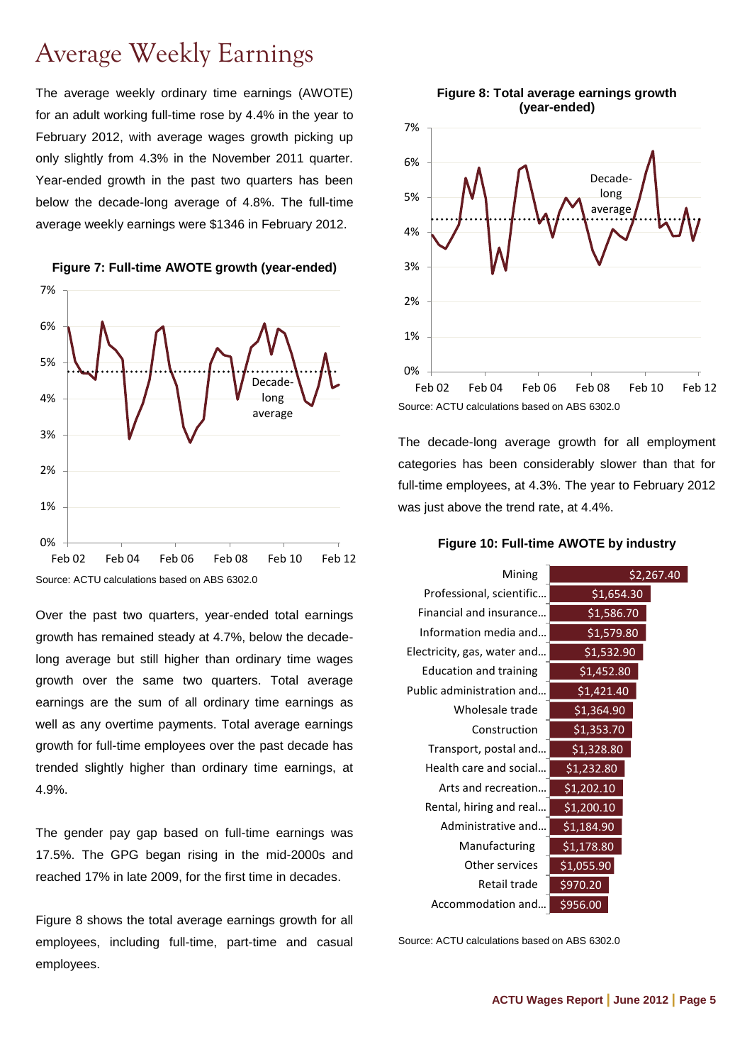# Average Weekly Earnings

The average weekly ordinary time earnings (AWOTE) for an adult working full-time rose by 4.4% in the year to February 2012, with average wages growth picking up only slightly from 4.3% in the November 2011 quarter. Year-ended growth in the past two quarters has been below the decade-long average of 4.8%. The full-time average weekly earnings were $1346 in February 2012.

**Figure 7: Full-time AWOTE growth (year-ended)**

Source: ACTU calculations based on ABS 6302.0

Over the past two quarters, year-ended total earnings growth has remained steady at 4.7%, below the decade-long average but still higher than ordinary time wages growth over the same two quarters. Total average earnings are the sum of all ordinary time earnings as well as any overtime payments. Total average earnings growth for full-time employees over the past decade has trended slightly higher than ordinary time earnings, at 4.9%.

The gender pay gap based on full-time earnings was 17.5%. The GPG began rising in the mid-2000s and reached 17% in late 2009, for the first time in decades.

Figure 8 shows the total average earnings growth for all employees, including full-time, part-time and casual employees.

**Figure 8: Total average earnings growth (year-ended)**

Source: ACTU calculations based on ABS 6302.0

The decade-long average growth for all employment categories has been considerably slower than that for full-time employees, at 4.3%. The year to February 2012 was just above the trend rate, at 4.4%.

**Figure 10: Full-time AWOTE by industry**

| Industry | AWOTE |
|---|---|
| Mining | $2,267.40 |
| Professional, scientific… | $1,654.30 |
| Financial and insurance… | $1,586.70 |
| Information media and… | $1,579.80 |
| Electricity, gas, water and… | $1,532.90 |
| Education and training | $1,452.80 |
| Public administration and… | $1,421.40 |
| Wholesale trade | $1,364.90 |
| Construction | $1,353.70 |
| Transport, postal and… | $1,328.80 |
| Health care and social… | $1,232.80 |
| Arts and recreation… | $1,202.10 |
| Rental, hiring and real… | $1,200.10 |
| Administrative and… | $1,184.90 |
| Manufacturing | $1,178.80 |
| Other services | $1,055.90 |
| Retail trade | $970.20 |
| Accommodation and… | $956.00 |

Source: ACTU calculations based on ABS 6302.0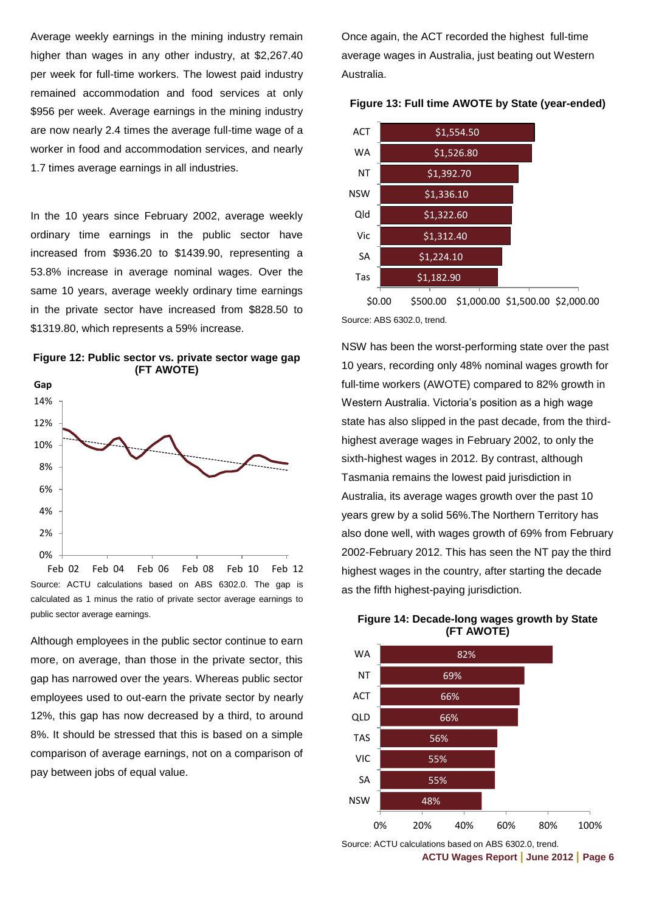Average weekly earnings in the mining industry remain higher than wages in any other industry, at $2,267.40 per week for full-time workers. The lowest paid industry remained accommodation and food services at only $956 per week. Average earnings in the mining industry are now nearly 2.4 times the average full-time wage of a worker in food and accommodation services, and nearly 1.7 times average earnings in all industries.

In the 10 years since February 2002, average weekly ordinary time earnings in the public sector have increased from $936.20 to $1439.90, representing a 53.8% increase in average nominal wages. Over the same 10 years, average weekly ordinary time earnings in the private sector have increased from $828.50 to $1319.80, which represents a 59% increase.

**Figure 12: Public sector vs. private sector wage gap (FT AWOTE)**

Source: ACTU calculations based on ABS 6302.0. The gap is calculated as 1 minus the ratio of private sector average earnings to public sector average earnings.

Although employees in the public sector continue to earn more, on average, than those in the private sector, this gap has narrowed over the years. Whereas public sector employees used to out-earn the private sector by nearly 12%, this gap has now decreased by a third, to around 8%. It should be stressed that this is based on a simple comparison of average earnings, not on a comparison of pay between jobs of equal value.

Once again, the ACT recorded the highest full-time average wages in Australia, just beating out Western Australia.

**Figure 13: Full time AWOTE by State (year-ended)**

| State | Full time AWOTE |
|---|---|
| ACT | $1,554.50 |
| WA | $1,526.80 |
| NT | $1,392.70 |
| NSW | $1,336.10 |
| Qld | $1,322.60 |
| Vic | $1,312.40 |
| SA | $1,224.10 |
| Tas | $1,182.90 |

Source: ABS 6302.0, trend.

NSW has been the worst-performing state over the past 10 years, recording only 48% nominal wages growth for full-time workers (AWOTE) compared to 82% growth in Western Australia. Victoria's position as a high wage state has also slipped in the past decade, from the third-highest average wages in February 2002, to only the sixth-highest wages in 2012. By contrast, although Tasmania remains the lowest paid jurisdiction in Australia, its average wages growth over the past 10 years grew by a solid 56%.The Northern Territory has also done well, with wages growth of 69% from February 2002-February 2012. This has seen the NT pay the third highest wages in the country, after starting the decade as the fifth highest-paying jurisdiction.

**Figure 14: Decade-long wages growth by State (FT AWOTE)**

| State | Growth |
|---|---|
| WA | 82% |
| NT | 69% |
| ACT | 66% |
| QLD | 66% |
| TAS | 56% |
| VIC | 55% |
| SA | 55% |
| NSW | 48% |

Source: ACTU calculations based on ABS 6302.0, trend.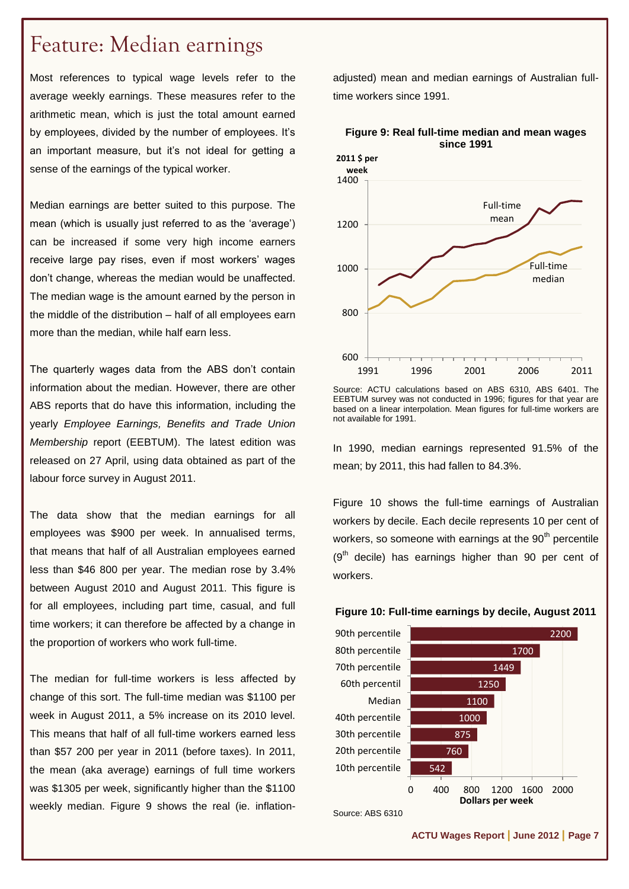# Feature: Median earnings

Most references to typical wage levels refer to the average weekly earnings. These measures refer to the arithmetic mean, which is just the total amount earned by employees, divided by the number of employees. It's an important measure, but it's not ideal for getting a sense of the earnings of the typical worker.

Median earnings are better suited to this purpose. The mean (which is usually just referred to as the 'average') can be increased if some very high income earners receive large pay rises, even if most workers' wages don't change, whereas the median would be unaffected. The median wage is the amount earned by the person in the middle of the distribution – half of all employees earn more than the median, while half earn less.

The quarterly wages data from the ABS don't contain information about the median. However, there are other ABS reports that do have this information, including the yearly *Employee Earnings, Benefits and Trade Union Membership* report (EEBTUM). The latest edition was released on 27 April, using data obtained as part of the labour force survey in August 2011.

The data show that the median earnings for all employees was $900 per week. In annualised terms, that means that half of all Australian employees earned less than $46 800 per year. The median rose by 3.4% between August 2010 and August 2011. This figure is for all employees, including part time, casual, and full time workers; it can therefore be affected by a change in the proportion of workers who work full-time.

The median for full-time workers is less affected by change of this sort. The full-time median was $1100 per week in August 2011, a 5% increase on its 2010 level. This means that half of all full-time workers earned less than $57 200 per year in 2011 (before taxes). In 2011, the mean (aka average) earnings of full time workers was $1305 per week, significantly higher than the $1100 weekly median. Figure 9 shows the real (ie. inflation-adjusted) mean and median earnings of Australian full-time workers since 1991.

**Figure 9: Real full-time median and mean wages since 1991**

Source: ACTU calculations based on ABS 6310, ABS 6401. The EEBTUM survey was not conducted in 1996; figures for that year are based on a linear interpolation. Mean figures for full-time workers are not available for 1991.

In 1990, median earnings represented 91.5% of the mean; by 2011, this had fallen to 84.3%.

Figure 10 shows the full-time earnings of Australian workers by decile. Each decile represents 10 per cent of workers, so someone with earnings at the 90th percentile (9th decile) has earnings higher than 90 per cent of workers.

**Figure 10: Full-time earnings by decile, August 2011**

| Percentile | Dollars per week |
|---|---|
| 90th percentile | 2200 |
| 80th percentile | 1700 |
| 70th percentile | 1449 |
| 60th percentil | 1250 |
| Median | 1100 |
| 40th percentile | 1000 |
| 30th percentile | 875 |
| 20th percentile | 760 |
| 10th percentile | 542 |

Source: ABS 6310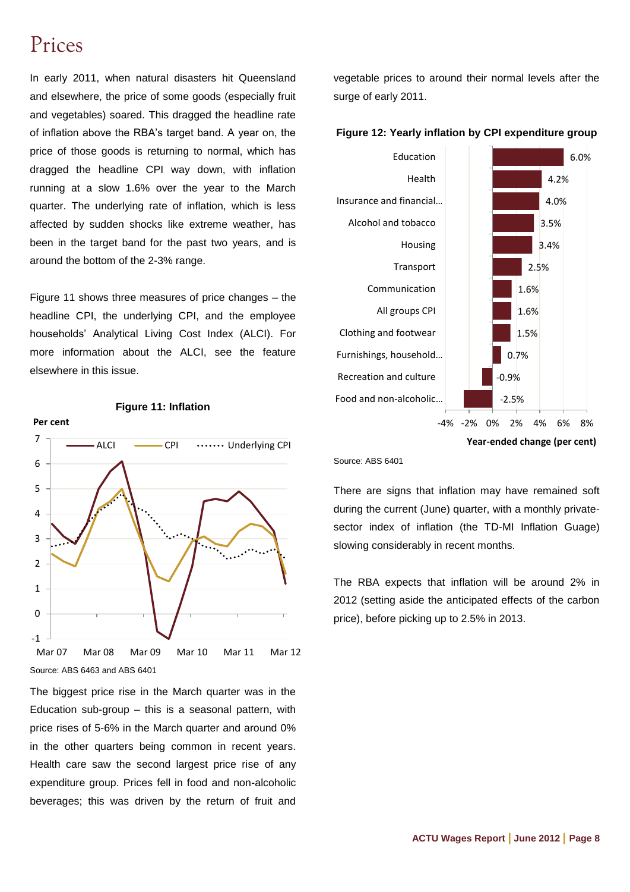# Prices

In early 2011, when natural disasters hit Queensland and elsewhere, the price of some goods (especially fruit and vegetables) soared. This dragged the headline rate of inflation above the RBA's target band. A year on, the price of those goods is returning to normal, which has dragged the headline CPI way down, with inflation running at a slow 1.6% over the year to the March quarter. The underlying rate of inflation, which is less affected by sudden shocks like extreme weather, has been in the target band for the past two years, and is around the bottom of the 2-3% range.

Figure 11 shows three measures of price changes – the headline CPI, the underlying CPI, and the employee households' Analytical Living Cost Index (ALCI). For more information about the ALCI, see the feature elsewhere in this issue.

**Figure 11: Inflation**

Per cent

7
6
5
4
3
2
1
0
-1

ALCI
CPI
Underlying CPI

Mar 07
Mar 08
Mar 09
Mar 10
Mar 11
Mar 12

Source: ABS 6463 and ABS 6401

The biggest price rise in the March quarter was in the Education sub-group – this is a seasonal pattern, with price rises of 5-6% in the March quarter and around 0% in the other quarters being common in recent years. Health care saw the second largest price rise of any expenditure group. Prices fell in food and non-alcoholic beverages; this was driven by the return of fruit and vegetable prices to around their normal levels after the surge of early 2011.

**Figure 12: Yearly inflation by CPI expenditure group**

Education 6.0%
Health 4.2%
Insurance and financial… 4.0%
Alcohol and tobacco 3.5%
Housing 3.4%
Transport 2.5%
Communication 1.6%
All groups CPI 1.6%
Clothing and footwear 1.5%
Furnishings, household… 0.7%
Recreation and culture -0.9%
Food and non-alcoholic… -2.5%

-4%
-2%
0%
2%
4%
6%
8%

Year-ended change (per cent)

Source: ABS 6401

There are signs that inflation may have remained soft during the current (June) quarter, with a monthly private-sector index of inflation (the TD-MI Inflation Guage) slowing considerably in recent months.

The RBA expects that inflation will be around 2% in 2012 (setting aside the anticipated effects of the carbon price), before picking up to 2.5% in 2013.